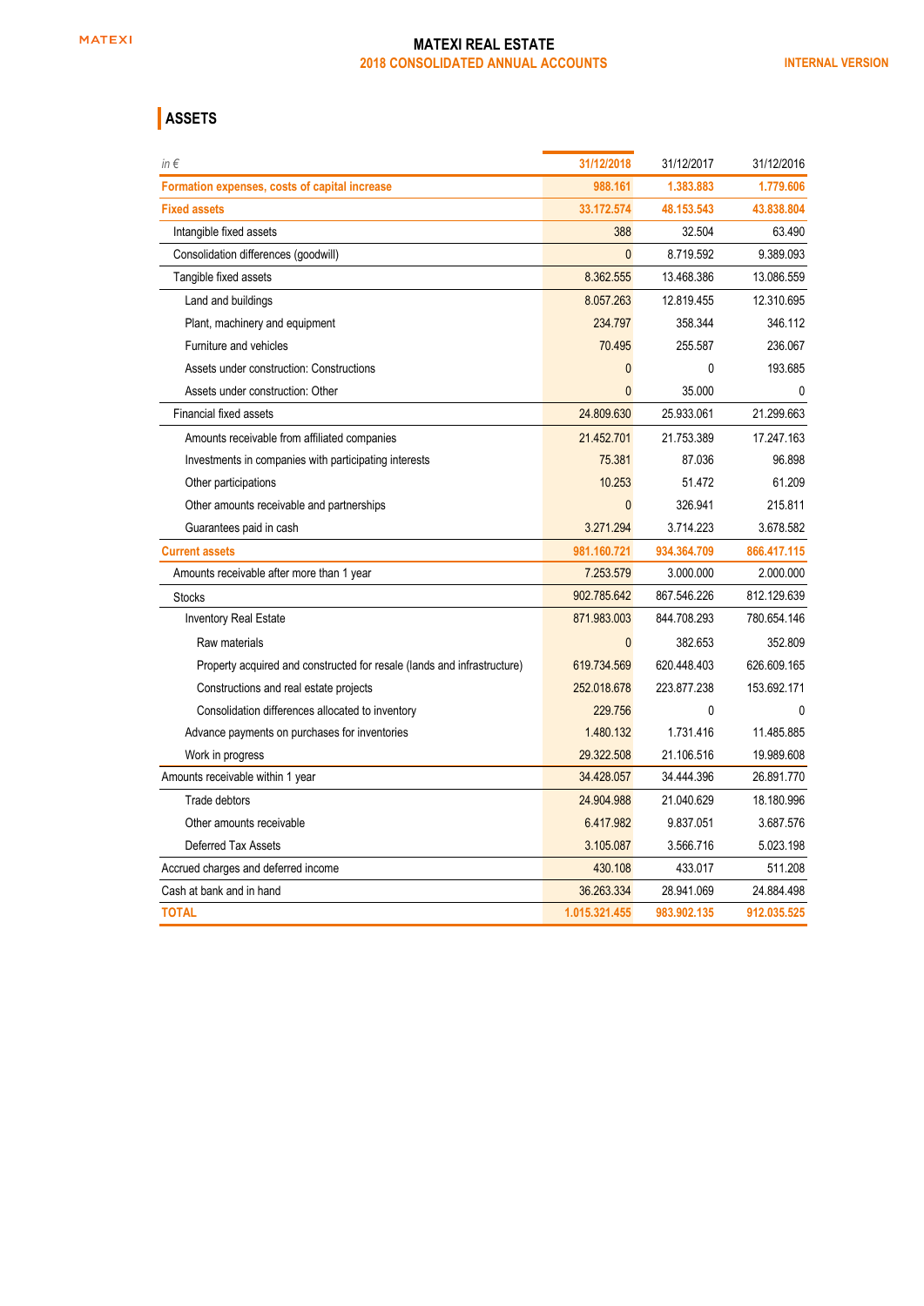MATEXI

# MATEXI REAL ESTATE

## 2018 CONSOLIDATED ANNUAL ACCOUNTS

INTERNAL VERSION

## ASSETS

| *in €* | 31/12/2018 | 31/12/2017 | 31/12/2016 |
|---|---|---|---|
| **Formation expenses, costs of capital increase** | **988.161** | **1.383.883** | **1.779.606** |
| **Fixed assets** | **33.172.574** | **48.153.543** | **43.838.804** |
| Intangible fixed assets | 388 | 32.504 | 63.490 |
| Consolidation differences (goodwill) | 0 | 8.719.592 | 9.389.093 |
| Tangible fixed assets | 8.362.555 | 13.468.386 | 13.086.559 |
| Land and buildings | 8.057.263 | 12.819.455 | 12.310.695 |
| Plant, machinery and equipment | 234.797 | 358.344 | 346.112 |
| Furniture and vehicles | 70.495 | 255.587 | 236.067 |
| Assets under construction: Constructions | 0 | 0 | 193.685 |
| Assets under construction: Other | 0 | 35.000 | 0 |
| Financial fixed assets | 24.809.630 | 25.933.061 | 21.299.663 |
| Amounts receivable from affiliated companies | 21.452.701 | 21.753.389 | 17.247.163 |
| Investments in companies with participating interests | 75.381 | 87.036 | 96.898 |
| Other participations | 10.253 | 51.472 | 61.209 |
| Other amounts receivable and partnerships | 0 | 326.941 | 215.811 |
| Guarantees paid in cash | 3.271.294 | 3.714.223 | 3.678.582 |
| **Current assets** | **981.160.721** | **934.364.709** | **866.417.115** |
| Amounts receivable after more than 1 year | 7.253.579 | 3.000.000 | 2.000.000 |
| Stocks | 902.785.642 | 867.546.226 | 812.129.639 |
| Inventory Real Estate | 871.983.003 | 844.708.293 | 780.654.146 |
| Raw materials | 0 | 382.653 | 352.809 |
| Property acquired and constructed for resale (lands and infrastructure) | 619.734.569 | 620.448.403 | 626.609.165 |
| Constructions and real estate projects | 252.018.678 | 223.877.238 | 153.692.171 |
| Consolidation differences allocated to inventory | 229.756 | 0 | 0 |
| Advance payments on purchases for inventories | 1.480.132 | 1.731.416 | 11.485.885 |
| Work in progress | 29.322.508 | 21.106.516 | 19.989.608 |
| Amounts receivable within 1 year | 34.428.057 | 34.444.396 | 26.891.770 |
| Trade debtors | 24.904.988 | 21.040.629 | 18.180.996 |
| Other amounts receivable | 6.417.982 | 9.837.051 | 3.687.576 |
| Deferred Tax Assets | 3.105.087 | 3.566.716 | 5.023.198 |
| Accrued charges and deferred income | 430.108 | 433.017 | 511.208 |
| Cash at bank and in hand | 36.263.334 | 28.941.069 | 24.884.498 |
| **TOTAL** | **1.015.321.455** | **983.902.135** | **912.035.525** |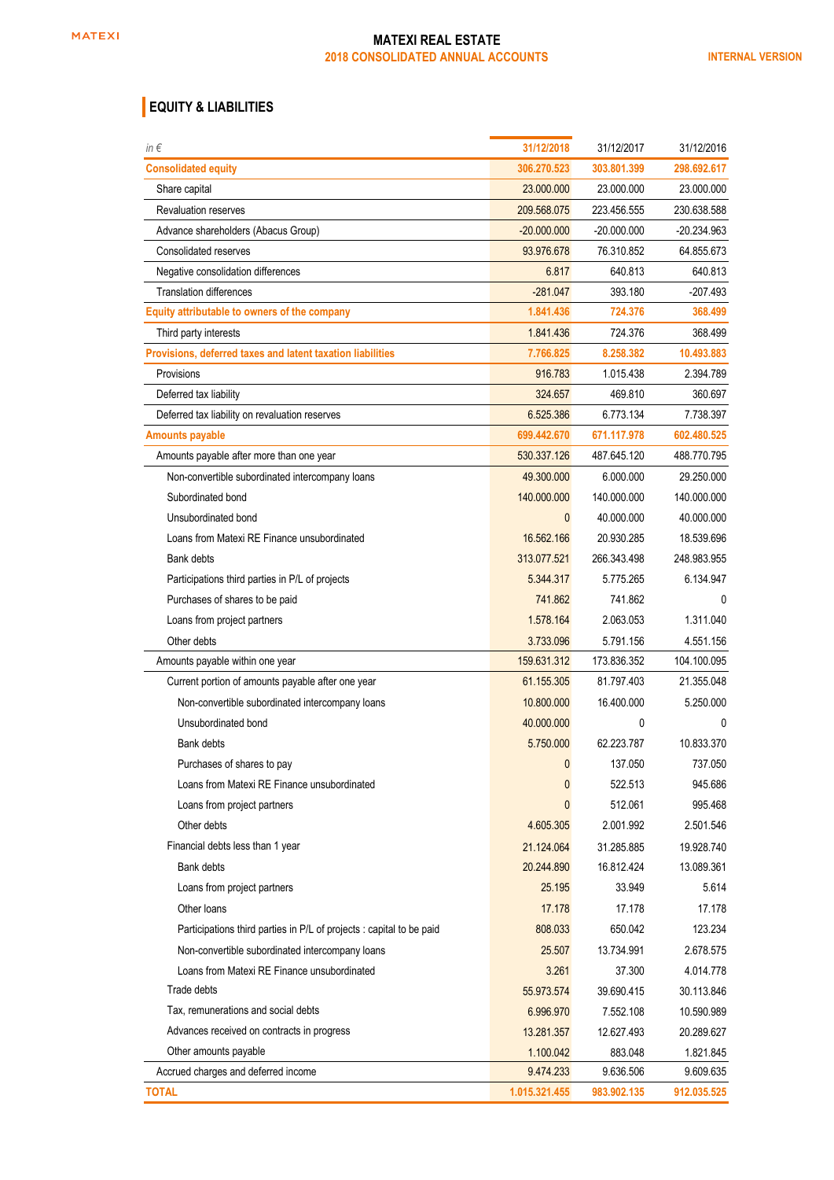## EQUITY & LIABILITIES

| *in €* | 31/12/2018 | 31/12/2017 | 31/12/2016 |
|---|---|---|---|
| **Consolidated equity** | **306.270.523** | **303.801.399** | **298.692.617** |
| Share capital | 23.000.000 | 23.000.000 | 23.000.000 |
| Revaluation reserves | 209.568.075 | 223.456.555 | 230.638.588 |
| Advance shareholders (Abacus Group) | -20.000.000 | -20.000.000 | -20.234.963 |
| Consolidated reserves | 93.976.678 | 76.310.852 | 64.855.673 |
| Negative consolidation differences | 6.817 | 640.813 | 640.813 |
| Translation differences | -281.047 | 393.180 | -207.493 |
| **Equity attributable to owners of the company** | **1.841.436** | **724.376** | **368.499** |
| Third party interests | 1.841.436 | 724.376 | 368.499 |
| **Provisions, deferred taxes and latent taxation liabilities** | **7.766.825** | **8.258.382** | **10.493.883** |
| Provisions | 916.783 | 1.015.438 | 2.394.789 |
| Deferred tax liability | 324.657 | 469.810 | 360.697 |
| Deferred tax liability on revaluation reserves | 6.525.386 | 6.773.134 | 7.738.397 |
| **Amounts payable** | **699.442.670** | **671.117.978** | **602.480.525** |
| Amounts payable after more than one year | 530.337.126 | 487.645.120 | 488.770.795 |
| Non-convertible subordinated intercompany loans | 49.300.000 | 6.000.000 | 29.250.000 |
| Subordinated bond | 140.000.000 | 140.000.000 | 140.000.000 |
| Unsubordinated bond | 0 | 40.000.000 | 40.000.000 |
| Loans from Matexi RE Finance unsubordinated | 16.562.166 | 20.930.285 | 18.539.696 |
| Bank debts | 313.077.521 | 266.343.498 | 248.983.955 |
| Participations third parties in P/L of projects | 5.344.317 | 5.775.265 | 6.134.947 |
| Purchases of shares to be paid | 741.862 | 741.862 | 0 |
| Loans from project partners | 1.578.164 | 2.063.053 | 1.311.040 |
| Other debts | 3.733.096 | 5.791.156 | 4.551.156 |
| Amounts payable within one year | 159.631.312 | 173.836.352 | 104.100.095 |
| Current portion of amounts payable after one year | 61.155.305 | 81.797.403 | 21.355.048 |
| Non-convertible subordinated intercompany loans | 10.800.000 | 16.400.000 | 5.250.000 |
| Unsubordinated bond | 40.000.000 | 0 | 0 |
| Bank debts | 5.750.000 | 62.223.787 | 10.833.370 |
| Purchases of shares to pay | 0 | 137.050 | 737.050 |
| Loans from Matexi RE Finance unsubordinated | 0 | 522.513 | 945.686 |
| Loans from project partners | 0 | 512.061 | 995.468 |
| Other debts | 4.605.305 | 2.001.992 | 2.501.546 |
| Financial debts less than 1 year | 21.124.064 | 31.285.885 | 19.928.740 |
| Bank debts | 20.244.890 | 16.812.424 | 13.089.361 |
| Loans from project partners | 25.195 | 33.949 | 5.614 |
| Other loans | 17.178 | 17.178 | 17.178 |
| Participations third parties in P/L of projects : capital to be paid | 808.033 | 650.042 | 123.234 |
| Non-convertible subordinated intercompany loans | 25.507 | 13.734.991 | 2.678.575 |
| Loans from Matexi RE Finance unsubordinated | 3.261 | 37.300 | 4.014.778 |
| Trade debts | 55.973.574 | 39.690.415 | 30.113.846 |
| Tax, remunerations and social debts | 6.996.970 | 7.552.108 | 10.590.989 |
| Advances received on contracts in progress | 13.281.357 | 12.627.493 | 20.289.627 |
| Other amounts payable | 1.100.042 | 883.048 | 1.821.845 |
| Accrued charges and deferred income | 9.474.233 | 9.636.506 | 9.609.635 |
| **TOTAL** | **1.015.321.455** | **983.902.135** | **912.035.525** |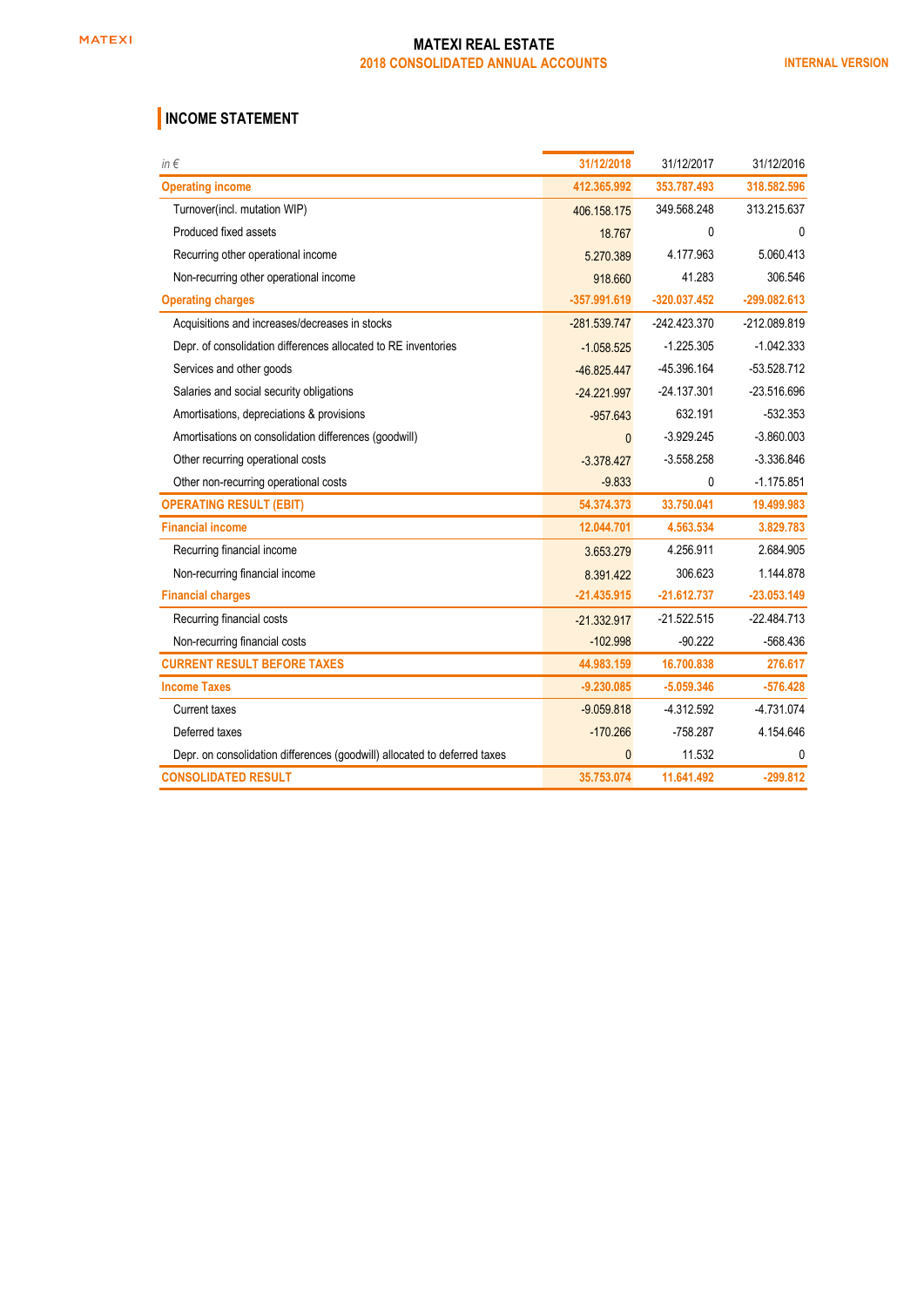## INCOME STATEMENT

| *in €* | 31/12/2018 | 31/12/2017 | 31/12/2016 |
|---|---|---|---|
| **Operating income** | **412.365.992** | **353.787.493** | **318.582.596** |
| Turnover(incl. mutation WIP) | 406.158.175 | 349.568.248 | 313.215.637 |
| Produced fixed assets | 18.767 | 0 | 0 |
| Recurring other operational income | 5.270.389 | 4.177.963 | 5.060.413 |
| Non-recurring other operational income | 918.660 | 41.283 | 306.546 |
| **Operating charges** | **-357.991.619** | **-320.037.452** | **-299.082.613** |
| Acquisitions and increases/decreases in stocks | -281.539.747 | -242.423.370 | -212.089.819 |
| Depr. of consolidation differences allocated to RE inventories | -1.058.525 | -1.225.305 | -1.042.333 |
| Services and other goods | -46.825.447 | -45.396.164 | -53.528.712 |
| Salaries and social security obligations | -24.221.997 | -24.137.301 | -23.516.696 |
| Amortisations, depreciations & provisions | -957.643 | 632.191 | -532.353 |
| Amortisations on consolidation differences (goodwill) | 0 | -3.929.245 | -3.860.003 |
| Other recurring operational costs | -3.378.427 | -3.558.258 | -3.336.846 |
| Other non-recurring operational costs | -9.833 | 0 | -1.175.851 |
| **OPERATING RESULT (EBIT)** | **54.374.373** | **33.750.041** | **19.499.983** |
| **Financial income** | **12.044.701** | **4.563.534** | **3.829.783** |
| Recurring financial income | 3.653.279 | 4.256.911 | 2.684.905 |
| Non-recurring financial income | 8.391.422 | 306.623 | 1.144.878 |
| **Financial charges** | **-21.435.915** | **-21.612.737** | **-23.053.149** |
| Recurring financial costs | -21.332.917 | -21.522.515 | -22.484.713 |
| Non-recurring financial costs | -102.998 | -90.222 | -568.436 |
| **CURRENT RESULT BEFORE TAXES** | **44.983.159** | **16.700.838** | **276.617** |
| **Income Taxes** | **-9.230.085** | **-5.059.346** | **-576.428** |
| Current taxes | -9.059.818 | -4.312.592 | -4.731.074 |
| Deferred taxes | -170.266 | -758.287 | 4.154.646 |
| Depr. on consolidation differences (goodwill) allocated to deferred taxes | 0 | 11.532 | 0 |
| **CONSOLIDATED RESULT** | **35.753.074** | **11.641.492** | **-299.812** |